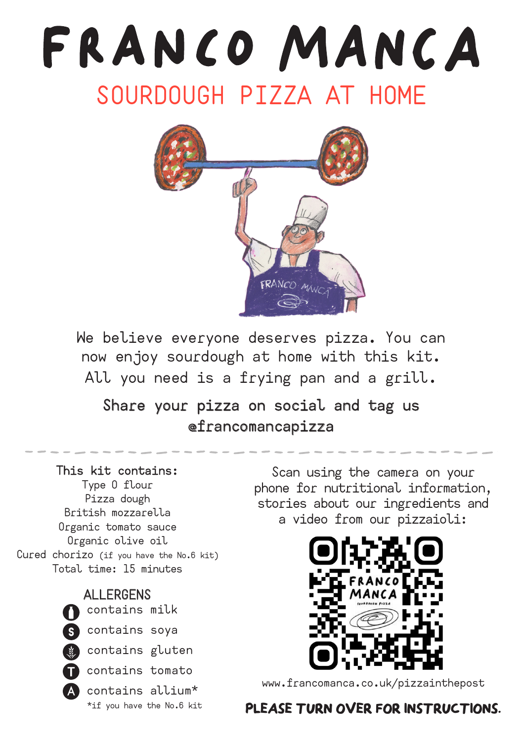# FRANCO MANCA

## SOURDOUGH PIZZA AT HOME

We believe everyone deserves pizza. You can now enjoy sourdough at home with this kit. All you need is a frying pan and a grill.

Share your pizza on social and tag us @francomancapizza

---

**This kit contains:**

Type 0 flour
Pizza dough
British mozzarella
Organic tomato sauce
Organic olive oil
Cured chorizo (if you have the No.6 kit)
Total time: 15 minutes

### ALLERGENS

- contains milk
- contains soya
- contains gluten
- contains tomato
- contains allium*

*if you have the No.6 kit

Scan using the camera on your phone for nutritional information, stories about our ingredients and a video from our pizzaioli:

www.francomanca.co.uk/pizzainthepost

**PLEASE TURN OVER FOR INSTRUCTIONS.**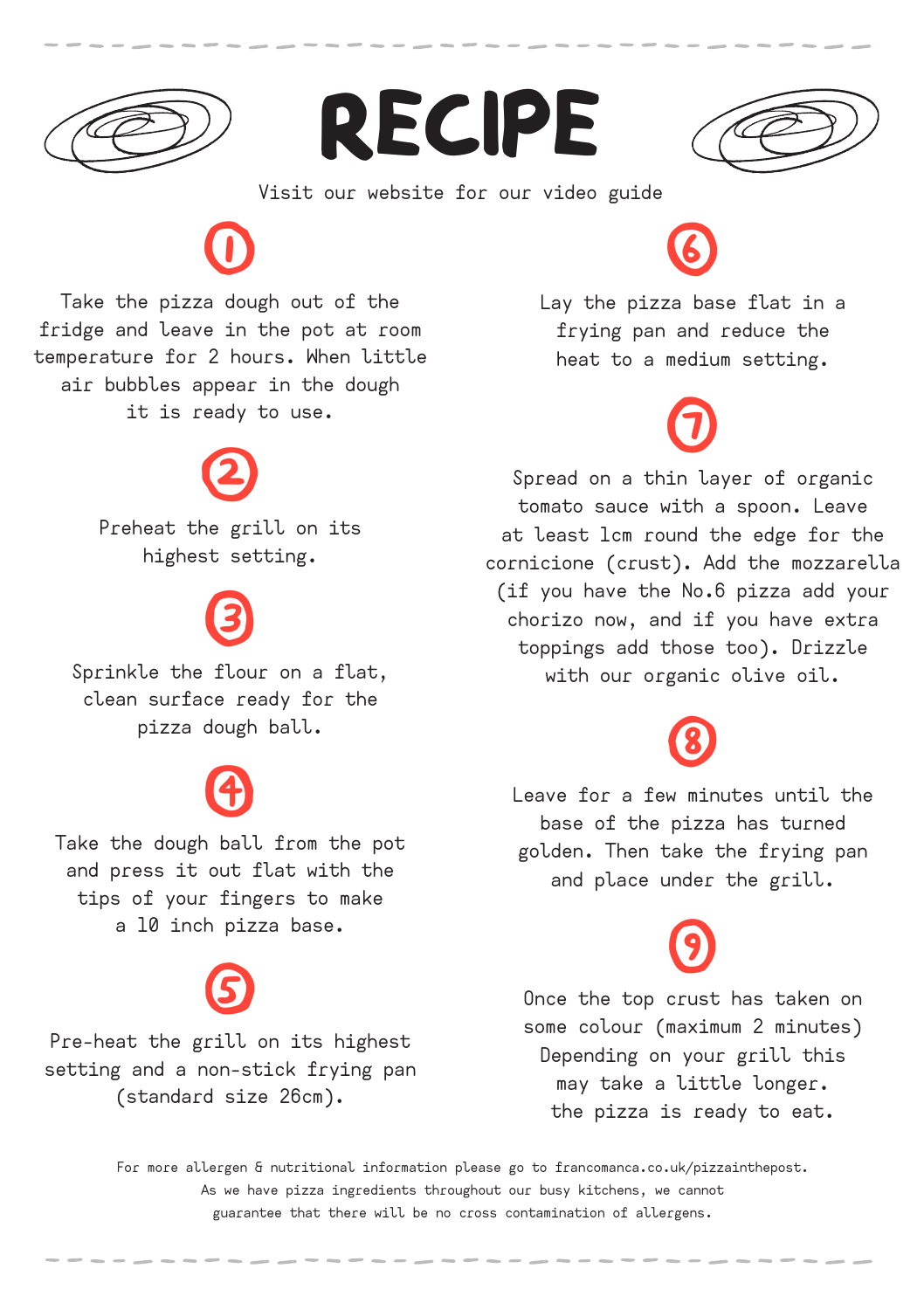# RECIPE

Visit our website for our video guide

1. Take the pizza dough out of the fridge and leave in the pot at room temperature for 2 hours. When little air bubbles appear in the dough it is ready to use.

2. Preheat the grill on its highest setting.

3. Sprinkle the flour on a flat, clean surface ready for the pizza dough ball.

4. Take the dough ball from the pot and press it out flat with the tips of your fingers to make a 10 inch pizza base.

5. Pre-heat the grill on its highest setting and a non-stick frying pan (standard size 26cm).

6. Lay the pizza base flat in a frying pan and reduce the heat to a medium setting.

7. Spread on a thin layer of organic tomato sauce with a spoon. Leave at least 1cm round the edge for the cornicione (crust). Add the mozzarella (if you have the No.6 pizza add your chorizo now, and if you have extra toppings add those too). Drizzle with our organic olive oil.

8. Leave for a few minutes until the base of the pizza has turned golden. Then take the frying pan and place under the grill.

9. Once the top crust has taken on some colour (maximum 2 minutes) Depending on your grill this may take a little longer. the pizza is ready to eat.

For more allergen & nutritional information please go to francomanca.co.uk/pizzainthepost. As we have pizza ingredients throughout our busy kitchens, we cannot guarantee that there will be no cross contamination of allergens.